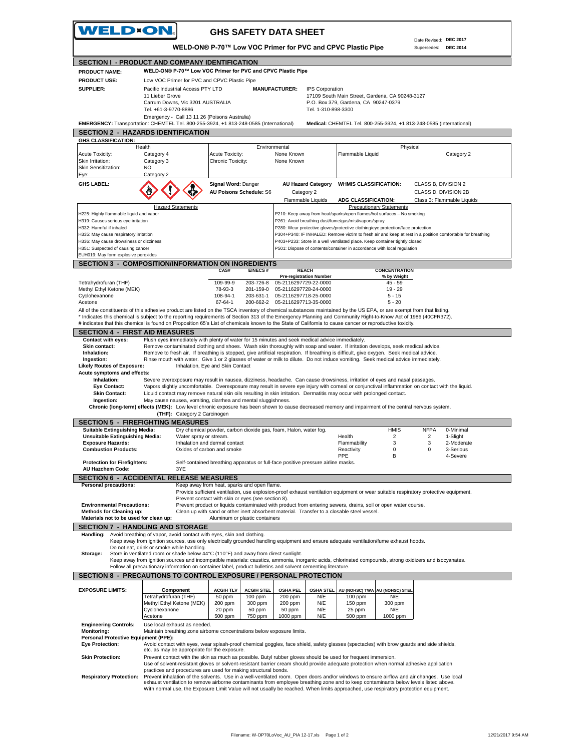# WELD-ON

## GHS SAFETY DATA SHEET

**WELD-ON® P-70™ Low VOC Primer for PVC and CPVC Plastic Pipe**

Date Revised: **DEC 2017**
Supersedes: **DEC 2014**

## SECTION I - PRODUCT AND COMPANY IDENTIFICATION

**PRODUCT NAME:** WELD-ON® P-70™ Low VOC Primer for PVC and CPVC Plastic Pipe

**PRODUCT USE:** Low VOC Primer for PVC and CPVC Plastic Pipe

**SUPPLIER:** Pacific Industrial Access PTY LTD
11 Lieber Grove
Carrum Downs, Vic 3201 AUSTRALIA
Tel. +61-3-9770-8886
Emergency - Call 13 11 26 (Poisons Australia)

**MANUFACTURER:** IPS Corporation
17109 South Main Street, Gardena, CA 90248-3127
P.O. Box 379, Gardena, CA 90247-0379
Tel. 1-310-898-3300

**EMERGENCY:** Transportation: CHEMTEL Tel. 800-255-3924, +1 813-248-0585 (International)

**Medical:** CHEMTEL Tel. 800-255-3924, +1 813-248-0585 (International)

## SECTION 2 - HAZARDS IDENTIFICATION

**GHS CLASSIFICATION:**

| Health | | Environmental | | Physical | |
|---|---|---|---|---|---|
| Acute Toxicity: | Category 4 | Acute Toxicity: | None Known | Flammable Liquid | Category 2 |
| Skin Irritation: | Category 3 | Chronic Toxicity: | None Known | | |
| Skin Sensitization: | NO | | | | |
| Eye: | Category 2 | | | | |

**GHS LABEL:**

**Signal Word:** Danger
**AU Poisons Schedule:** S6
**AU Hazard Category:** Category 2 Flammable Liquids

**WHMIS CLASSIFICATION:** CLASS B, DIVISION 2; CLASS D, DIVISION 2B
**ADG CLASSIFICATION:** Class 3: Flammable Liquids

| Hazard Statements | Precautionary Statements |
|---|---|
| H225: Highly flammable liquid and vapor | P210: Keep away from heat/sparks/open flames/hot surfaces – No smoking |
| H319: Causes serious eye irritation | P261: Avoid breathing dust/fume/gas/mist/vapors/spray |
| H332: Harmful if inhaled | P280: Wear protective gloves/protective clothing/eye protection/face protection |
| H335: May cause respiratory irritation | P304+P340: IF INHALED: Remove victim to fresh air and keep at rest in a position comfortable for breathing |
| H336: May cause drowsiness or dizziness | P403+P233: Store in a well ventilated place. Keep container tightly closed |
| H351: Suspected of causing cancer | P501: Dispose of contents/container in accordance with local regulation |
| EUH019: May form explosive peroxides | |

## SECTION 3 - COMPOSITION/INFORMATION ON INGREDIENTS

| | CAS# | EINECS # | REACH Pre-registration Number | CONCENTRATION % by Weight |
|---|---|---|---|---|
| Tetrahydrofuran (THF) | 109-99-9 | 203-726-8 | 05-2116297729-22-0000 | 45 - 59 |
| Methyl Ethyl Ketone (MEK) | 78-93-3 | 201-159-0 | 05-2116297728-24-0000 | 19 - 29 |
| Cyclohexanone | 108-94-1 | 203-631-1 | 05-2116297718-25-0000 | 5 - 15 |
| Acetone | 67-64-1 | 200-662-2 | 05-2116297713-35-0000 | 5 - 20 |

All of the constituents of this adhesive product are listed on the TSCA inventory of chemical substances maintained by the US EPA, or are exempt from that listing.
* Indicates this chemical is subject to the reporting requirements of Section 313 of the Emergency Planning and Community Right-to-Know Act of 1986 (40CFR372).
# indicates that this chemical is found on Proposition 65's List of chemicals known to the State of California to cause cancer or reproductive toxicity.

## SECTION 4 - FIRST AID MEASURES

**Contact with eyes:** Flush eyes immediately with plenty of water for 15 minutes and seek medical advice immediately.
**Skin contact:** Remove contaminated clothing and shoes. Wash skin thoroughly with soap and water. If irritation develops, seek medical advice.
**Inhalation:** Remove to fresh air. If breathing is stopped, give artificial respiration. If breathing is difficult, give oxygen. Seek medical advice.
**Ingestion:** Rinse mouth with water. Give 1 or 2 glasses of water or milk to dilute. Do not induce vomiting. Seek medical advice immediately.
**Likely Routes of Exposure:** Inhalation, Eye and Skin Contact

**Acute symptoms and effects:**
**Inhalation:** Severe overexposure may result in nausea, dizziness, headache. Can cause drowsiness, irritation of eyes and nasal passages.
**Eye Contact:** Vapors slightly uncomfortable. Overexposure may result in severe eye injury with corneal or conjunctival inflammation on contact with the liquid.
**Skin Contact:** Liquid contact may remove natural skin oils resulting in skin irritation. Dermatitis may occur with prolonged contact.
**Ingestion:** May cause nausea, vomiting, diarrhea and mental sluggishness.

**Chronic (long-term) effects (MEK):** Low level chronic exposure has been shown to cause decreased memory and impairment of the central nervous system.
**(THF):** Category 2 Carcinogen

## SECTION 5 - FIREFIGHTING MEASURES

**Suitable Extinguishing Media:** Dry chemical powder, carbon dioxide gas, foam, Halon, water fog.
**Unsuitable Extinguishing Media:** Water spray or stream.
**Exposure Hazards:** Inhalation and dermal contact
**Combustion Products:** Oxides of carbon and smoke
**Protection for Firefighters:** Self-contained breathing apparatus or full-face positive pressure airline masks.
**AU Hazchem Code:** 3YE

| | HMIS | NFPA | |
|---|---|---|---|
| Health | 2 | 2 | 0-Minimal |
| Flammability | 3 | 3 | 1-Slight |
| Reactivity | 0 | 0 | 2-Moderate |
| PPE | B | | 3-Serious |
| | | | 4-Severe |

## SECTION 6 - ACCIDENTAL RELEASE MEASURES

**Personal precautions:** Keep away from heat, sparks and open flame.
Provide sufficient ventilation, use explosion-proof exhaust ventilation equipment or wear suitable respiratory protective equipment.
Prevent contact with skin or eyes (see section 8).
**Environmental Precautions:** Prevent product or liquids contaminated with product from entering sewers, drains, soil or open water course.
**Methods for Cleaning up:** Clean up with sand or other inert absorbent material. Transfer to a closable steel vessel.
**Materials not to be used for clean up:** Aluminum or plastic containers

## SECTION 7 - HANDLING AND STORAGE

**Handling:** Avoid breathing of vapor, avoid contact with eyes, skin and clothing.
Keep away from ignition sources, use only electrically grounded handling equipment and ensure adequate ventilation/fume exhaust hoods.
Do not eat, drink or smoke while handling.
**Storage:** Store in ventilated room or shade below 44°C (110°F) and away from direct sunlight.
Keep away from ignition sources and incompatible materials: caustics, ammonia, inorganic acids, chlorinated compounds, strong oxidizers and isocyanates.
Follow all precautionary information on container label, product bulletins and solvent cementing literature.

## SECTION 8 - PRECAUTIONS TO CONTROL EXPOSURE / PERSONAL PROTECTION

**EXPOSURE LIMITS:**

| Component | ACGIH TLV | ACGIH STEL | OSHA PEL | OSHA STEL | AU (NOHSC) TWA | AU (NOHSC) STEL |
|---|---|---|---|---|---|---|
| Tetrahydrofuran (THF) | 50 ppm | 100 ppm | 200 ppm | N/E | 100 ppm | N/E |
| Methyl Ethyl Ketone (MEK) | 200 ppm | 300 ppm | 200 ppm | N/E | 150 ppm | 300 ppm |
| Cyclohexanone | 20 ppm | 50 ppm | 50 ppm | N/E | 25 ppm | N/E |
| Acetone | 500 ppm | 750 ppm | 1000 ppm | N/E | 500 ppm | 1000 ppm |

**Engineering Controls:** Use local exhaust as needed.
**Monitoring:** Maintain breathing zone airborne concentrations below exposure limits.

**Personal Protective Equipment (PPE):**
**Eye Protection:** Avoid contact with eyes, wear splash-proof chemical goggles, face shield, safety glasses (spectacles) with brow guards and side shields, etc. as may be appropriate for the exposure.
**Skin Protection:** Prevent contact with the skin as much as possible. Butyl rubber gloves should be used for frequent immersion.
Use of solvent-resistant gloves or solvent-resistant barrier cream should provide adequate protection when normal adhesive application practices and procedures are used for making structural bonds.
**Respiratory Protection:** Prevent inhalation of the solvents. Use in a well-ventilated room. Open doors and/or windows to ensure airflow and air changes. Use local exhaust ventilation to remove airborne contaminants from employee breathing zone and to keep contaminants below levels listed above.
With normal use, the Exposure Limit Value will not usually be reached. When limits approached, use respiratory protection equipment.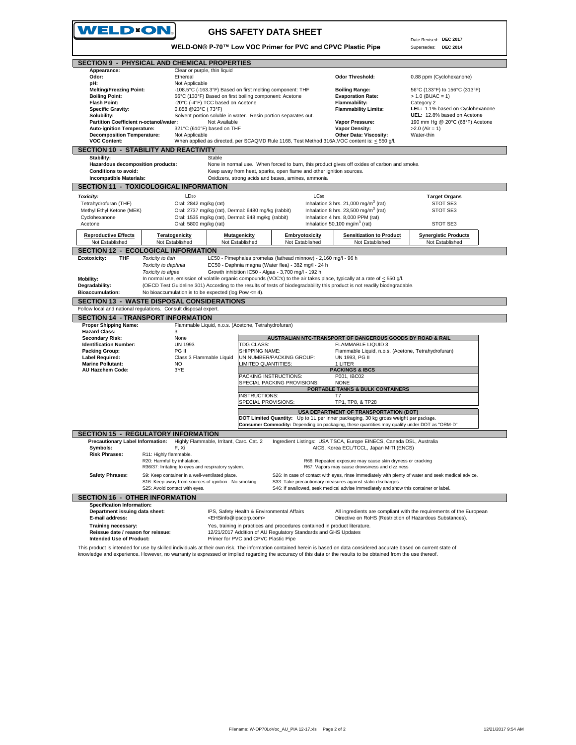# GHS SAFETY DATA SHEET

**WELD-ON® P-70™ Low VOC Primer for PVC and CPVC Plastic Pipe**

Date Revised: **DEC 2017**
Supersedes: **DEC 2014**

## SECTION 9 - PHYSICAL AND CHEMICAL PROPERTIES

| | | | |
|---|---|---|---|
| **Appearance:** | Clear or purple, thin liquid | | |
| **Odor:** | Ethereal | **Odor Threshold:** | 0.88 ppm (Cyclohexanone) |
| **pH:** | Not Applicable | | |
| **Melting/Freezing Point:** | -108.5°C (-163.3°F) Based on first melting component: THF | **Boiling Range:** | 56°C (133°F) to 156°C (313°F) |
| **Boiling Point:** | 56°C (133°F) Based on first boiling component: Acetone | **Evaporation Rate:** | > 1.0 (BUAC = 1) |
| **Flash Point:** | -20°C (-4°F) TCC based on Acetone | **Flammability:** | Category 2 |
| **Specific Gravity:** | 0.858 @23°C ( 73°F) | **Flammability Limits:** | **LEL:** 1.1% based on Cyclohexanone |
| **Solubility:** | Solvent portion soluble in water. Resin portion separates out. | | **UEL:** 12.8% based on Acetone |
| **Partition Coefficient n-octanol/water:** | Not Available | **Vapor Pressure:** | 190 mm Hg @ 20°C (68°F) Acetone |
| **Auto-ignition Temperature:** | 321°C (610°F) based on THF | **Vapor Density:** | >2.0 (Air = 1) |
| **Decomposition Temperature:** | Not Applicable | **Other Data: Viscosity:** | Water-thin |
| **VOC Content:** | When applied as directed, per SCAQMD Rule 1168, Test Method 316A,VOC content is: ≤ 550 g/l. | | |

## SECTION 10 - STABILITY AND REACTIVITY

**Stability:** Stable
**Hazardous decomposition products:** None in normal use. When forced to burn, this product gives off oxides of carbon and smoke.
**Conditions to avoid:** Keep away from heat, sparks, open flame and other ignition sources.
**Incompatible Materials:** Oxidizers, strong acids and bases, amines, ammonia

## SECTION 11 - TOXICOLOGICAL INFORMATION

| *Toxicity:* | $LD_{50}$ | $LC_{50}$ | **Target Organs** |
|---|---|---|---|
| Tetrahydrofuran (THF) | Oral: 2842 mg/kg (rat) | Inhalation 3 hrs. 21,000 $mg/m^3$ (rat) | STOT SE3 |
| Methyl Ethyl Ketone (MEK) | Oral: 2737 mg/kg (rat), Dermal: 6480 mg/kg (rabbit) | Inhalation 8 hrs. 23,500 $mg/m^3$ (rat) | STOT SE3 |
| Cyclohexanone | Oral: 1535 mg/kg (rat), Dermal: 948 mg/kg (rabbit) | Inhalation 4 hrs. 8,000 PPM (rat) | |
| Acetone | Oral: 5800 mg/kg (rat) | Inhalation 50,100 $mg/m^3$ (rat) | STOT SE3 |

| Reproductive Effects | Teratogenicity | Mutagenicity | Embryotoxicity | Sensitization to Product | Synergistic Products |
|---|---|---|---|---|---|
| Not Established | Not Established | Not Established | Not Established | Not Established | Not Established |

## SECTION 12 - ECOLOGICAL INFORMATION

| | | |
|---|---|---|
| **Ecotoxicity: THF** | *Toxicity to fish* | LC50 - Pimephales promelas (fathead minnow) - 2,160 mg/l - 96 h |
| | *Toxicity to daphnia* | EC50 - Daphnia magna (Water flea) - 382 mg/l - 24 h |
| | *Toxicity to algae* | Growth inhibition IC50 - Algae - 3,700 mg/l - 192 h |

**Mobility:** In normal use, emission of volatile organic compounds (VOC's) to the air takes place, typically at a rate of ≤ 550 g/l.
**Degradability:** (OECD Test Guideline 301) According to the results of tests of biodegradability this product is not readily biodegradable.
**Bioaccumulation:** No bioaccumulation is to be expected (log Pow <= 4).

## SECTION 13 - WASTE DISPOSAL CONSIDERATIONS

Follow local and national regulations. Consult disposal expert.

## SECTION 14 - TRANSPORT INFORMATION

**Proper Shipping Name:** Flammable Liquid, n.o.s. (Acetone, Tetrahydrofuran)
**Hazard Class:** 3
**Secondary Risk:** None
**Identification Number:** UN 1993
**Packing Group:** PG II
**Label Required:** Class 3 Flammable Liquid
**Marine Pollutant:** NO
**AU Hazchem Code:** 3YE

| AUSTRALIAN NTC-TRANSPORT OF DANGEROUS GOODS BY ROAD & RAIL | |
|---|---|
| TDG CLASS: | FLAMMABLE LIQUID 3 |
| SHIPPING NAME: | Flammable Liquid, n.o.s. (Acetone, Tetrahydrofuran) |
| UN NUMBER/PACKING GROUP: | UN 1993, PG II |
| LIMITED QUANTITIES: | 1 LITER |
| **PACKINGS & IBCS** | |
| PACKING INSTRUCTIONS: | P001, IBC02 |
| SPECIAL PACKING PROVISIONS: | NONE |
| **PORTABLE TANKS & BULK CONTAINERS** | |
| INSTRUCTIONS: | T7 |
| SPECIAL PROVISIONS: | TP1, TP8, & TP28 |

**USA DEPARTMENT OF TRANSPORTATION (DOT)**
**DOT Limited Quantity:** Up to 1L per inner packaging, 30 kg gross weight per package.
**Consumer Commodity:** Depending on packaging, these quantities may qualify under DOT as "ORM-D"

## SECTION 15 - REGULATORY INFORMATION

**Precautionary Label Information:** Highly Flammable, Irritant, Carc. Cat. 2
**Symbols:** F, Xi

Ingredient Listings: USA TSCA, Europe EINECS, Canada DSL, Australia AICS, Korea ECL/TCCL, Japan MITI (ENCS)

**Risk Phrases:**
- R11: Highly flammable.
- R20: Harmful by inhalation.
- R36/37: Irritating to eyes and respiratory system.
- R66: Repeated exposure may cause skin dryness or cracking
- R67: Vapors may cause drowsiness and dizziness

**Safety Phrases:**
- S9: Keep container in a well-ventilated place.
- S16: Keep away from sources of ignition - No smoking.
- S25: Avoid contact with eyes.
- S26: In case of contact with eyes, rinse immediately with plenty of water and seek medical advice.
- S33: Take precautionary measures against static discharges.
- S46: If swallowed, seek medical advise immediately and show this container or label.

## SECTION 16 - OTHER INFORMATION

**Specification Information:**
**Department issuing data sheet:** IPS, Safety Health & Environmental Affairs
**E-mail address:** <EHSinfo@ipscorp.com>

All ingredients are compliant with the requirements of the European Directive on RoHS (Restriction of Hazardous Substances).

**Training necessary:** Yes, training in practices and procedures contained in product literature.
**Reissue date / reason for reissue:** 12/21/2017 Addition of AU Regulatory Standards and GHS Updates
**Intended Use of Product:** Primer for PVC and CPVC Plastic Pipe

This product is intended for use by skilled individuals at their own risk. The information contained herein is based on data considered accurate based on current state of knowledge and experience. However, no warranty is expressed or implied regarding the accuracy of this data or the results to be obtained from the use thereof.